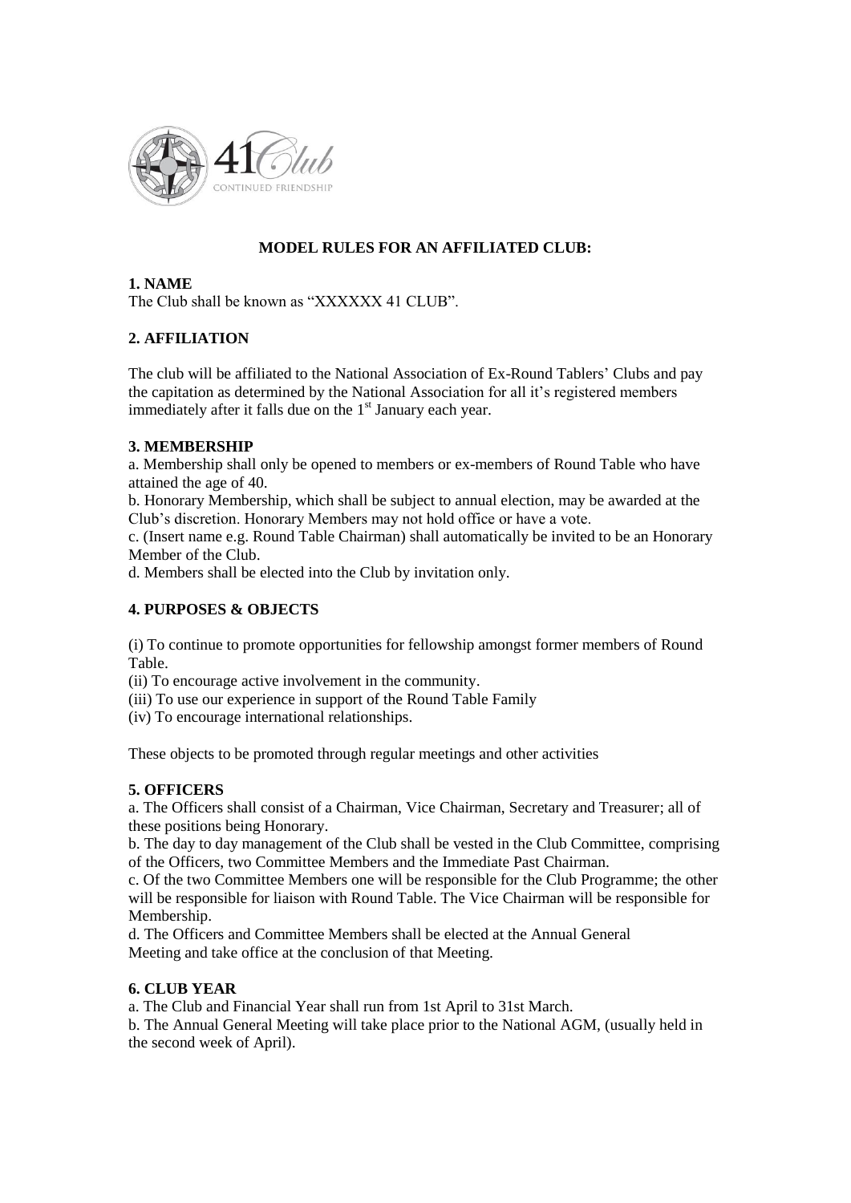# MODEL RULES FOR AN AFFILIATED CLUB:

## 1. NAME

The Club shall be known as "XXXXXX 41 CLUB".

## 2. AFFILIATION

The club will be affiliated to the National Association of Ex-Round Tablers' Clubs and pay the capitation as determined by the National Association for all it's registered members immediately after it falls due on the 1st January each year.

## 3. MEMBERSHIP

a. Membership shall only be opened to members or ex-members of Round Table who have attained the age of 40.

b. Honorary Membership, which shall be subject to annual election, may be awarded at the Club's discretion. Honorary Members may not hold office or have a vote.

c. (Insert name e.g. Round Table Chairman) shall automatically be invited to be an Honorary Member of the Club.

d. Members shall be elected into the Club by invitation only.

## 4. PURPOSES & OBJECTS

(i) To continue to promote opportunities for fellowship amongst former members of Round Table.

(ii) To encourage active involvement in the community.

(iii) To use our experience in support of the Round Table Family

(iv) To encourage international relationships.

These objects to be promoted through regular meetings and other activities

## 5. OFFICERS

a. The Officers shall consist of a Chairman, Vice Chairman, Secretary and Treasurer; all of these positions being Honorary.

b. The day to day management of the Club shall be vested in the Club Committee, comprising of the Officers, two Committee Members and the Immediate Past Chairman.

c. Of the two Committee Members one will be responsible for the Club Programme; the other will be responsible for liaison with Round Table. The Vice Chairman will be responsible for Membership.

d. The Officers and Committee Members shall be elected at the Annual General Meeting and take office at the conclusion of that Meeting.

## 6. CLUB YEAR

a. The Club and Financial Year shall run from 1st April to 31st March.

b. The Annual General Meeting will take place prior to the National AGM, (usually held in the second week of April).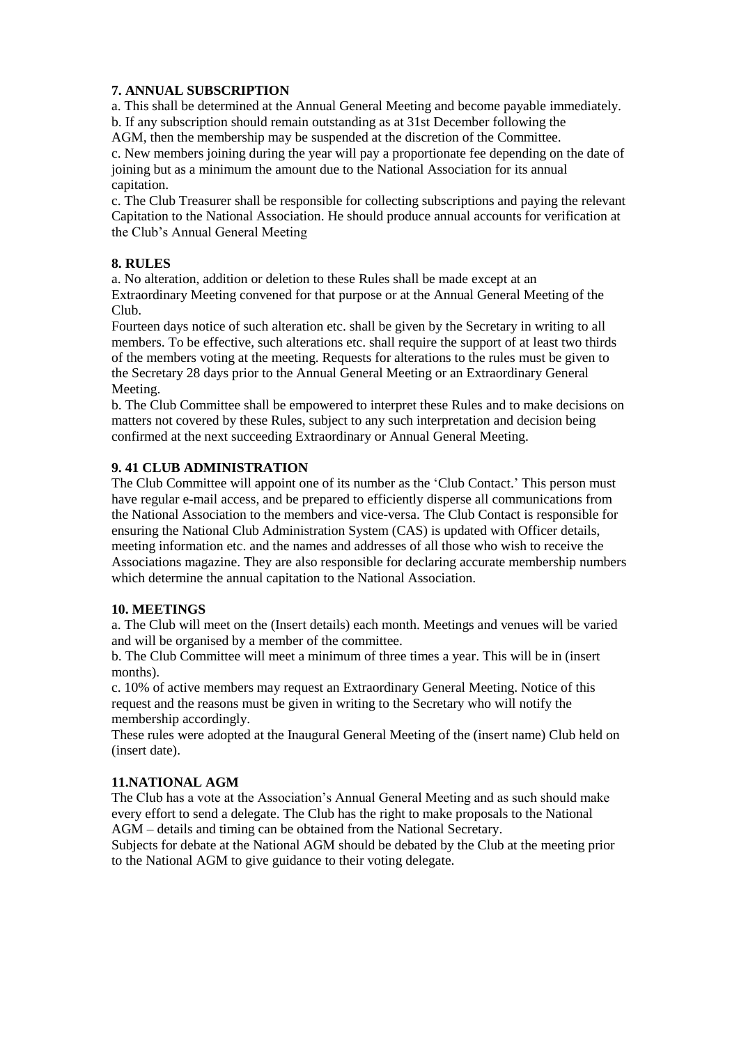### 7. ANNUAL SUBSCRIPTION

a. This shall be determined at the Annual General Meeting and become payable immediately.
b. If any subscription should remain outstanding as at 31st December following the AGM, then the membership may be suspended at the discretion of the Committee.
c. New members joining during the year will pay a proportionate fee depending on the date of joining but as a minimum the amount due to the National Association for its annual capitation.
c. The Club Treasurer shall be responsible for collecting subscriptions and paying the relevant Capitation to the National Association. He should produce annual accounts for verification at the Club's Annual General Meeting

### 8. RULES

a. No alteration, addition or deletion to these Rules shall be made except at an Extraordinary Meeting convened for that purpose or at the Annual General Meeting of the Club.
Fourteen days notice of such alteration etc. shall be given by the Secretary in writing to all members. To be effective, such alterations etc. shall require the support of at least two thirds of the members voting at the meeting. Requests for alterations to the rules must be given to the Secretary 28 days prior to the Annual General Meeting or an Extraordinary General Meeting.
b. The Club Committee shall be empowered to interpret these Rules and to make decisions on matters not covered by these Rules, subject to any such interpretation and decision being confirmed at the next succeeding Extraordinary or Annual General Meeting.

### 9. 41 CLUB ADMINISTRATION

The Club Committee will appoint one of its number as the 'Club Contact.' This person must have regular e-mail access, and be prepared to efficiently disperse all communications from the National Association to the members and vice-versa. The Club Contact is responsible for ensuring the National Club Administration System (CAS) is updated with Officer details, meeting information etc. and the names and addresses of all those who wish to receive the Associations magazine. They are also responsible for declaring accurate membership numbers which determine the annual capitation to the National Association.

### 10. MEETINGS

a. The Club will meet on the (Insert details) each month. Meetings and venues will be varied and will be organised by a member of the committee.
b. The Club Committee will meet a minimum of three times a year. This will be in (insert months).
c. 10% of active members may request an Extraordinary General Meeting. Notice of this request and the reasons must be given in writing to the Secretary who will notify the membership accordingly.
These rules were adopted at the Inaugural General Meeting of the (insert name) Club held on (insert date).

### 11.NATIONAL AGM

The Club has a vote at the Association's Annual General Meeting and as such should make every effort to send a delegate. The Club has the right to make proposals to the National AGM – details and timing can be obtained from the National Secretary.
Subjects for debate at the National AGM should be debated by the Club at the meeting prior to the National AGM to give guidance to their voting delegate.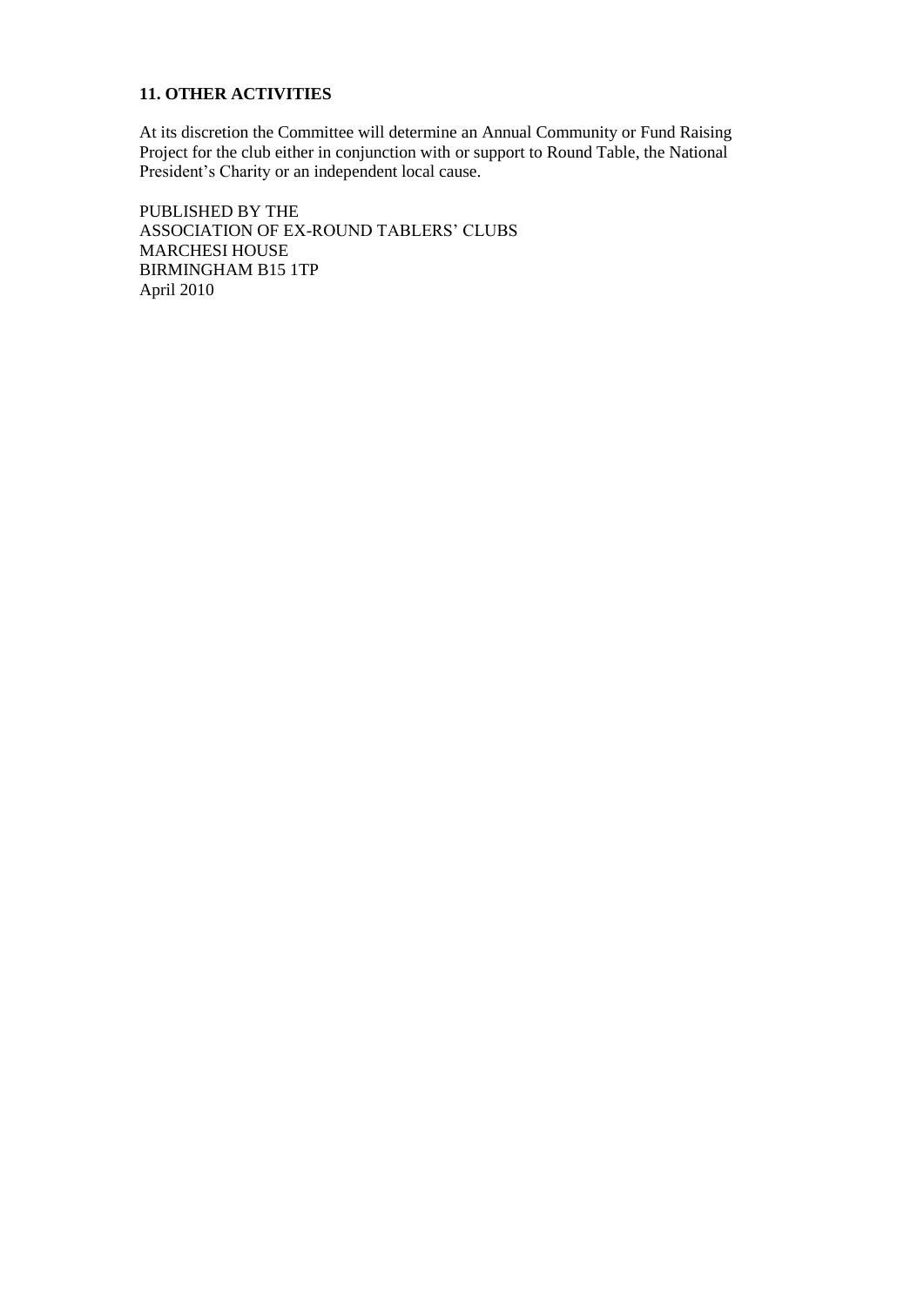## 11. OTHER ACTIVITIES

At its discretion the Committee will determine an Annual Community or Fund Raising Project for the club either in conjunction with or support to Round Table, the National President's Charity or an independent local cause.

PUBLISHED BY THE  
ASSOCIATION OF EX-ROUND TABLERS' CLUBS  
MARCHESI HOUSE  
BIRMINGHAM B15 1TP  
April 2010